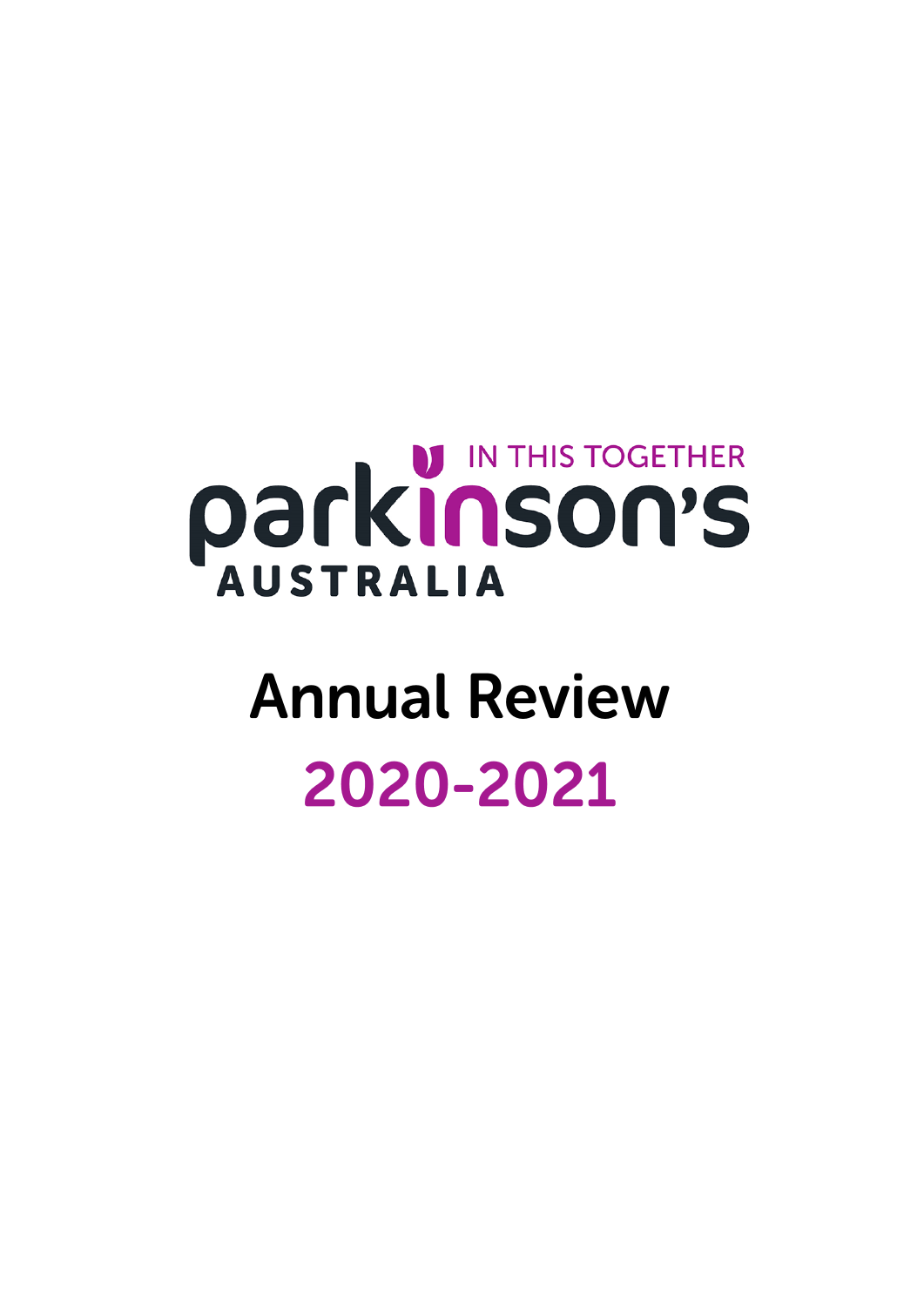IN THIS TOGETHER

parkinson's

AUSTRALIA

# Annual Review

# 2020-2021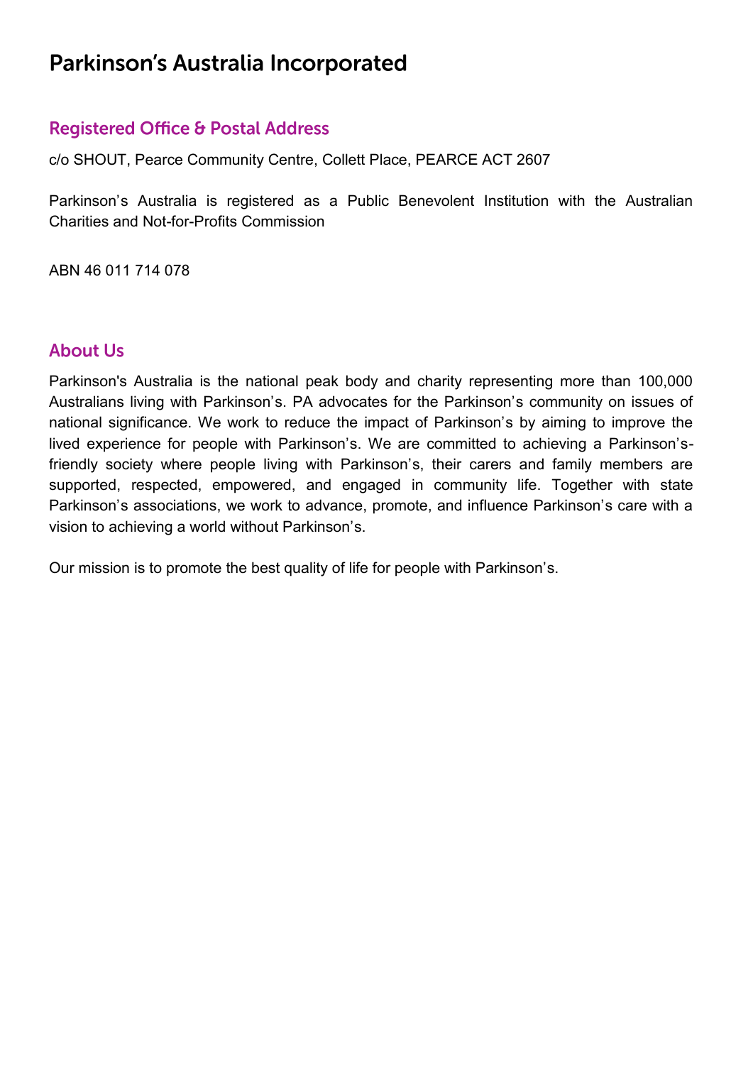# Parkinson's Australia Incorporated

## Registered Office & Postal Address

c/o SHOUT, Pearce Community Centre, Collett Place, PEARCE ACT 2607

Parkinson's Australia is registered as a Public Benevolent Institution with the Australian Charities and Not-for-Profits Commission

ABN 46 011 714 078

## About Us

Parkinson's Australia is the national peak body and charity representing more than 100,000 Australians living with Parkinson's. PA advocates for the Parkinson's community on issues of national significance. We work to reduce the impact of Parkinson's by aiming to improve the lived experience for people with Parkinson's. We are committed to achieving a Parkinson's-friendly society where people living with Parkinson's, their carers and family members are supported, respected, empowered, and engaged in community life. Together with state Parkinson's associations, we work to advance, promote, and influence Parkinson's care with a vision to achieving a world without Parkinson's.

Our mission is to promote the best quality of life for people with Parkinson's.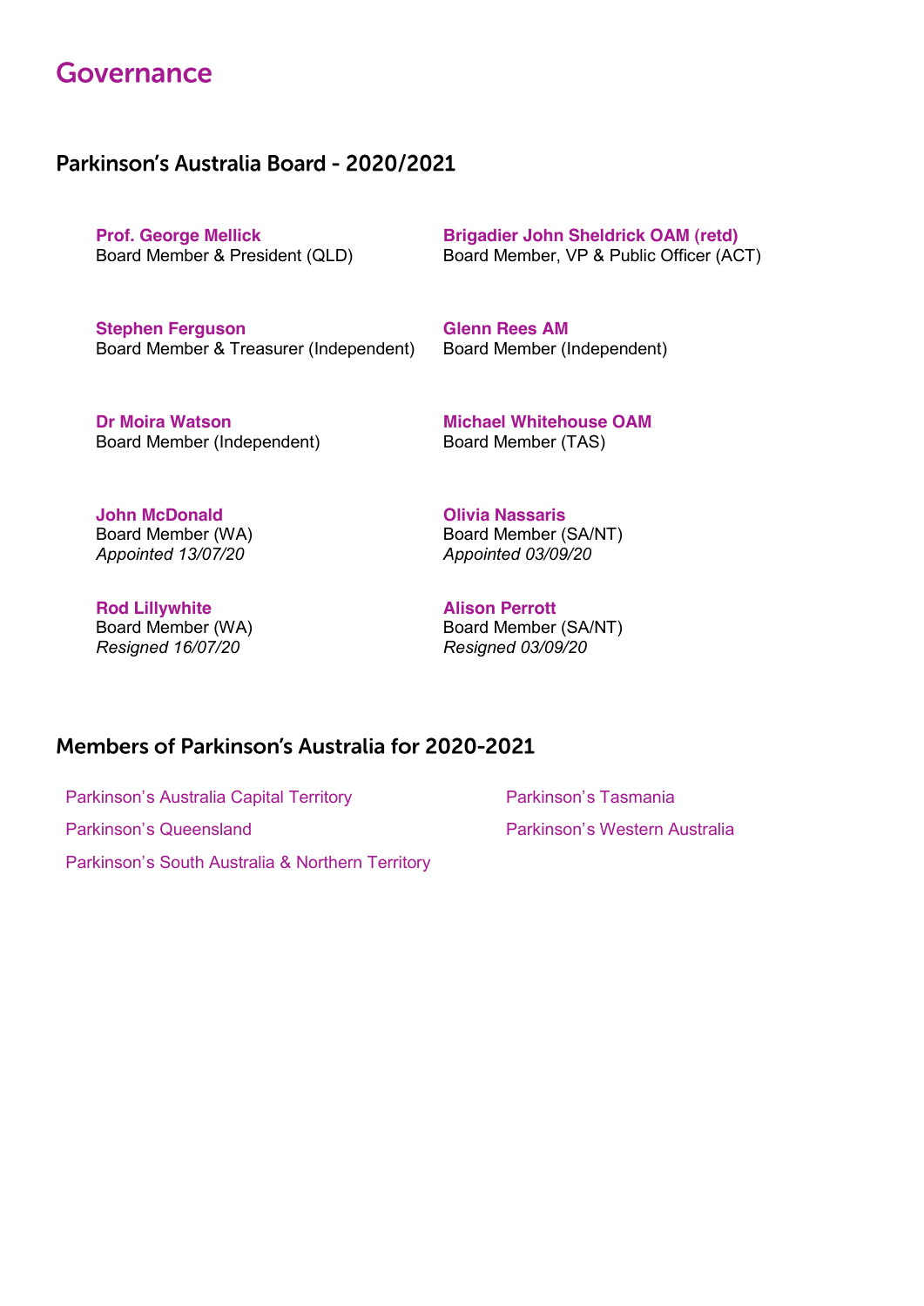# Governance

## Parkinson's Australia Board - 2020/2021

**Prof. George Mellick**
Board Member & President (QLD)

**Brigadier John Sheldrick OAM (retd)**
Board Member, VP & Public Officer (ACT)

**Stephen Ferguson**
Board Member & Treasurer (Independent)

**Glenn Rees AM**
Board Member (Independent)

**Dr Moira Watson**
Board Member (Independent)

**Michael Whitehouse OAM**
Board Member (TAS)

**John McDonald**
Board Member (WA)
*Appointed 13/07/20*

**Olivia Nassaris**
Board Member (SA/NT)
*Appointed 03/09/20*

**Rod Lillywhite**
Board Member (WA)
*Resigned 16/07/20*

**Alison Perrott**
Board Member (SA/NT)
*Resigned 03/09/20*

## Members of Parkinson's Australia for 2020-2021

- Parkinson's Australia Capital Territory
- Parkinson's Queensland
- Parkinson's South Australia & Northern Territory
- Parkinson's Tasmania
- Parkinson's Western Australia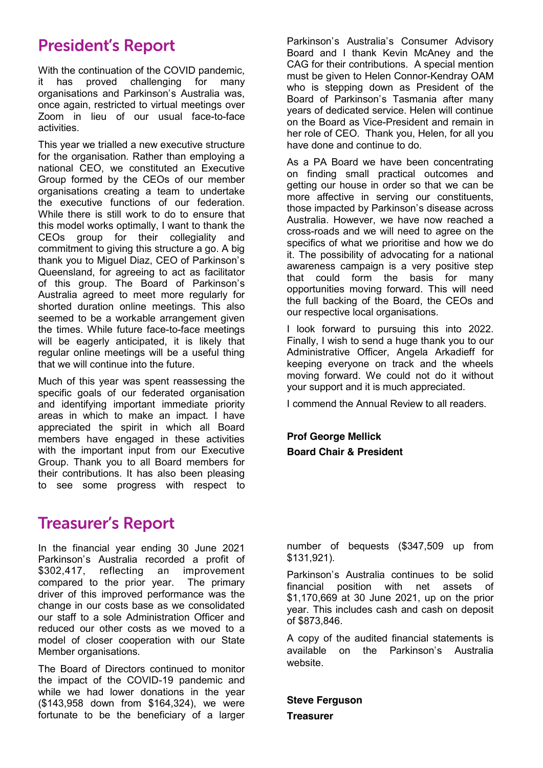## President's Report

With the continuation of the COVID pandemic, it has proved challenging for many organisations and Parkinson's Australia was, once again, restricted to virtual meetings over Zoom in lieu of our usual face-to-face activities.

This year we trialled a new executive structure for the organisation. Rather than employing a national CEO, we constituted an Executive Group formed by the CEOs of our member organisations creating a team to undertake the executive functions of our federation. While there is still work to do to ensure that this model works optimally, I want to thank the CEOs group for their collegiality and commitment to giving this structure a go. A big thank you to Miguel Diaz, CEO of Parkinson's Queensland, for agreeing to act as facilitator of this group. The Board of Parkinson's Australia agreed to meet more regularly for shorted duration online meetings. This also seemed to be a workable arrangement given the times. While future face-to-face meetings will be eagerly anticipated, it is likely that regular online meetings will be a useful thing that we will continue into the future.

Much of this year was spent reassessing the specific goals of our federated organisation and identifying important immediate priority areas in which to make an impact. I have appreciated the spirit in which all Board members have engaged in these activities with the important input from our Executive Group. Thank you to all Board members for their contributions. It has also been pleasing to see some progress with respect to Parkinson's Australia's Consumer Advisory Board and I thank Kevin McAney and the CAG for their contributions. A special mention must be given to Helen Connor-Kendray OAM who is stepping down as President of the Board of Parkinson's Tasmania after many years of dedicated service. Helen will continue on the Board as Vice-President and remain in her role of CEO. Thank you, Helen, for all you have done and continue to do.

As a PA Board we have been concentrating on finding small practical outcomes and getting our house in order so that we can be more affective in serving our constituents, those impacted by Parkinson's disease across Australia. However, we have now reached a cross-roads and we will need to agree on the specifics of what we prioritise and how we do it. The possibility of advocating for a national awareness campaign is a very positive step that could form the basis for many opportunities moving forward. This will need the full backing of the Board, the CEOs and our respective local organisations.

I look forward to pursuing this into 2022. Finally, I wish to send a huge thank you to our Administrative Officer, Angela Arkadieff for keeping everyone on track and the wheels moving forward. We could not do it without your support and it is much appreciated.

I commend the Annual Review to all readers.

**Prof George Mellick**
**Board Chair & President**

## Treasurer's Report

In the financial year ending 30 June 2021 Parkinson's Australia recorded a profit of $302,417, reflecting an improvement compared to the prior year. The primary driver of this improved performance was the change in our costs base as we consolidated our staff to a sole Administration Officer and reduced our other costs as we moved to a model of closer cooperation with our State Member organisations.

The Board of Directors continued to monitor the impact of the COVID-19 pandemic and while we had lower donations in the year ($143,958 down from $164,324), we were fortunate to be the beneficiary of a larger number of bequests ($347,509 up from $131,921).

Parkinson's Australia continues to be solid financial position with net assets of $1,170,669 at 30 June 2021, up on the prior year. This includes cash and cash on deposit of $873,846.

A copy of the audited financial statements is available on the Parkinson's Australia website.

**Steve Ferguson**
**Treasurer**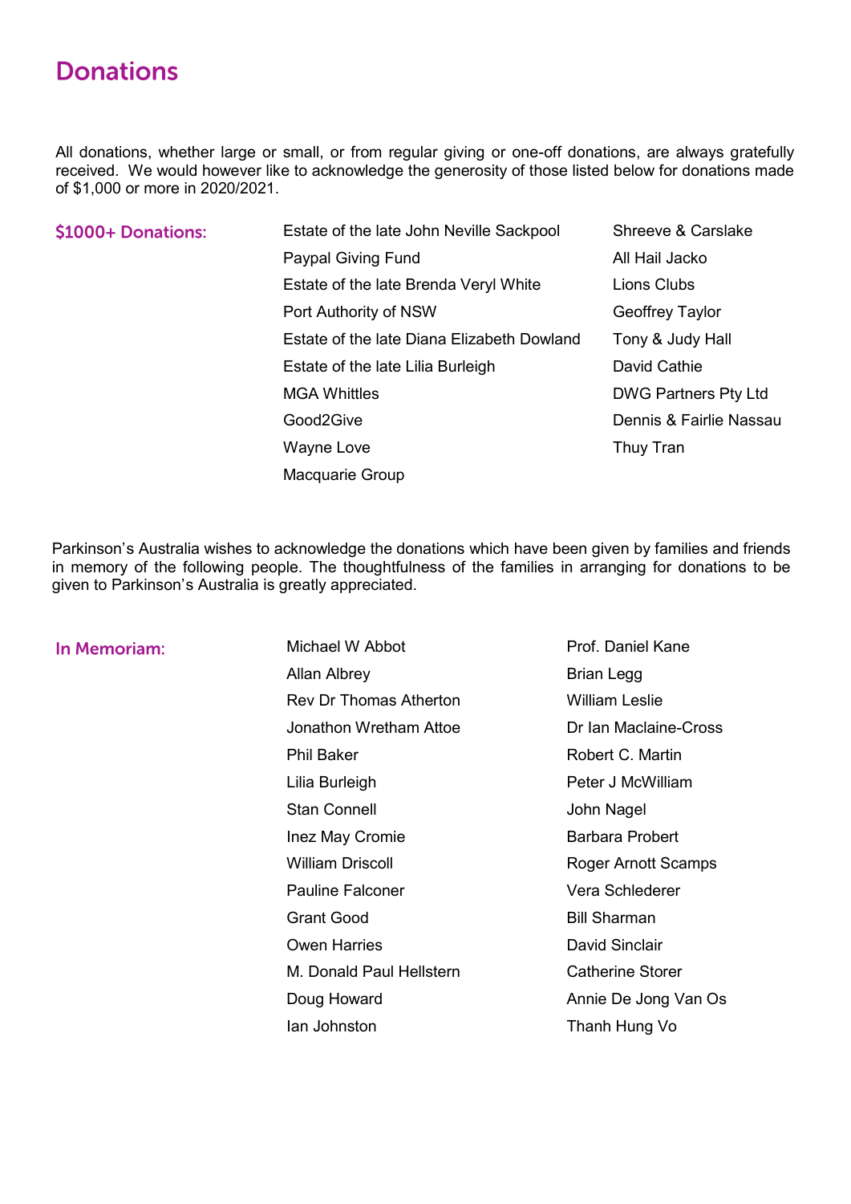# Donations

All donations, whether large or small, or from regular giving or one-off donations, are always gratefully received. We would however like to acknowledge the generosity of those listed below for donations made of $1,000 or more in 2020/2021.

## $1000+ Donations:

- Estate of the late John Neville Sackpool
- Paypal Giving Fund
- Estate of the late Brenda Veryl White
- Port Authority of NSW
- Estate of the late Diana Elizabeth Dowland
- Estate of the late Lilia Burleigh
- MGA Whittles
- Good2Give
- Wayne Love
- Macquarie Group
- Shreeve & Carslake
- All Hail Jacko
- Lions Clubs
- Geoffrey Taylor
- Tony & Judy Hall
- David Cathie
- DWG Partners Pty Ltd
- Dennis & Fairlie Nassau
- Thuy Tran

Parkinson's Australia wishes to acknowledge the donations which have been given by families and friends in memory of the following people. The thoughtfulness of the families in arranging for donations to be given to Parkinson's Australia is greatly appreciated.

## In Memoriam:

- Michael W Abbot
- Allan Albrey
- Rev Dr Thomas Atherton
- Jonathon Wretham Attoe
- Phil Baker
- Lilia Burleigh
- Stan Connell
- Inez May Cromie
- William Driscoll
- Pauline Falconer
- Grant Good
- Owen Harries
- M. Donald Paul Hellstern
- Doug Howard
- Ian Johnston
- Prof. Daniel Kane
- Brian Legg
- William Leslie
- Dr Ian Maclaine-Cross
- Robert C. Martin
- Peter J McWilliam
- John Nagel
- Barbara Probert
- Roger Arnott Scamps
- Vera Schlederer
- Bill Sharman
- David Sinclair
- Catherine Storer
- Annie De Jong Van Os
- Thanh Hung Vo